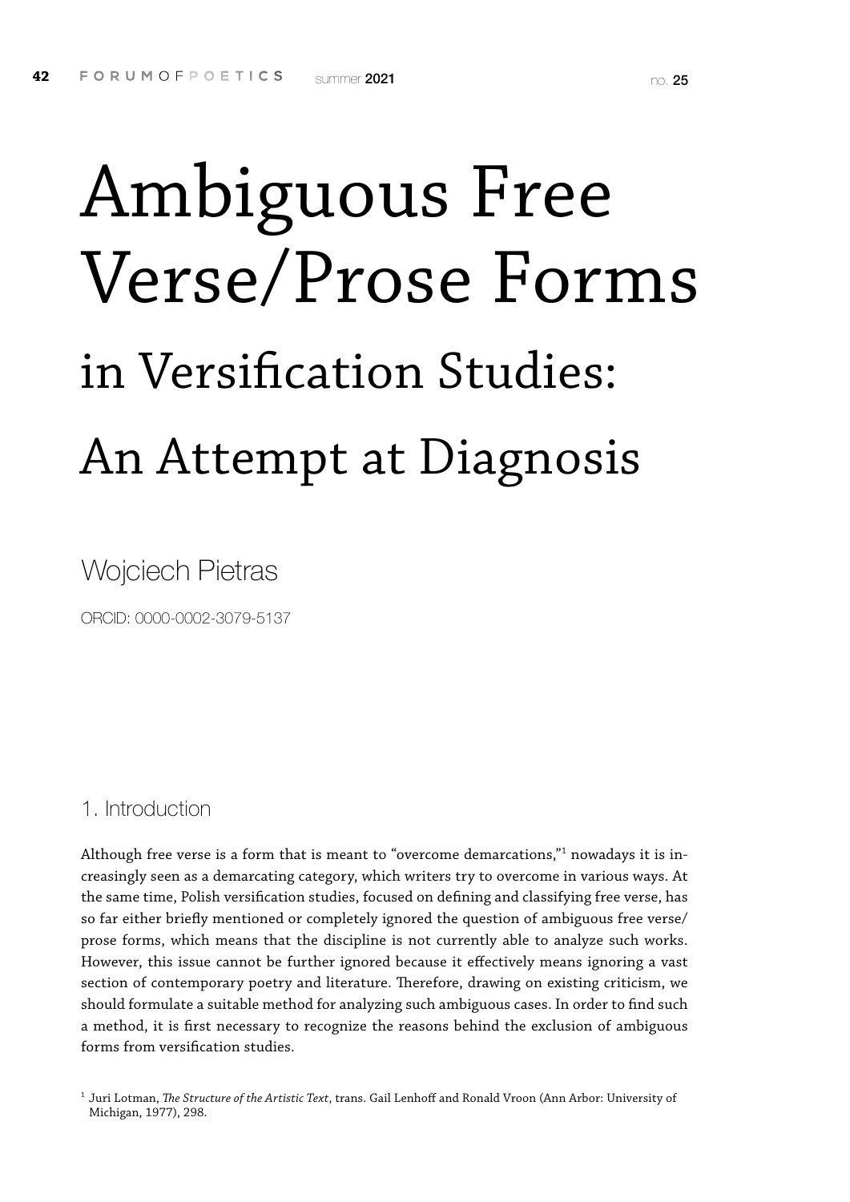# Ambiguous Free Verse/Prose Forms in Versification Studies: An Attempt at Diagnosis

Wojciech Pietras

ORCID: 0000-0002-3079-5137

## 1. Introduction

Although free verse is a form that is meant to "overcome demarcations,"[1] nowadays it is increasingly seen as a demarcating category, which writers try to overcome in various ways. At the same time, Polish versification studies, focused on defining and classifying free verse, has so far either briefly mentioned or completely ignored the question of ambiguous free verse/prose forms, which means that the discipline is not currently able to analyze such works. However, this issue cannot be further ignored because it effectively means ignoring a vast section of contemporary poetry and literature. Therefore, drawing on existing criticism, we should formulate a suitable method for analyzing such ambiguous cases. In order to find such a method, it is first necessary to recognize the reasons behind the exclusion of ambiguous forms from versification studies.

[1] Juri Lotman, *The Structure of the Artistic Text*, trans. Gail Lenhoff and Ronald Vroon (Ann Arbor: University of Michigan, 1977), 298.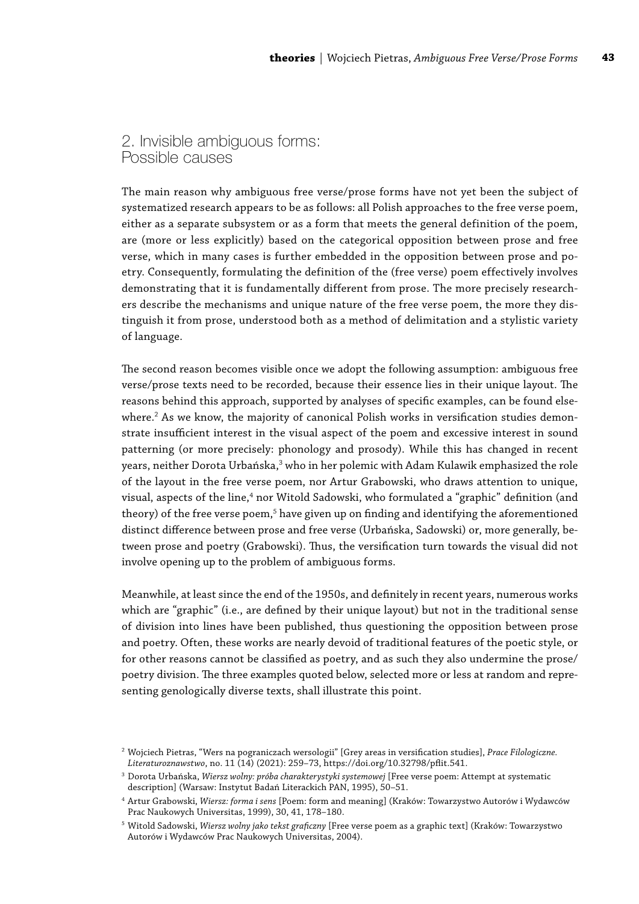## 2. Invisible ambiguous forms: Possible causes

The main reason why ambiguous free verse/prose forms have not yet been the subject of systematized research appears to be as follows: all Polish approaches to the free verse poem, either as a separate subsystem or as a form that meets the general definition of the poem, are (more or less explicitly) based on the categorical opposition between prose and free verse, which in many cases is further embedded in the opposition between prose and poetry. Consequently, formulating the definition of the (free verse) poem effectively involves demonstrating that it is fundamentally different from prose. The more precisely researchers describe the mechanisms and unique nature of the free verse poem, the more they distinguish it from prose, understood both as a method of delimitation and a stylistic variety of language.

The second reason becomes visible once we adopt the following assumption: ambiguous free verse/prose texts need to be recorded, because their essence lies in their unique layout. The reasons behind this approach, supported by analyses of specific examples, can be found elsewhere.[2] As we know, the majority of canonical Polish works in versification studies demonstrate insufficient interest in the visual aspect of the poem and excessive interest in sound patterning (or more precisely: phonology and prosody). While this has changed in recent years, neither Dorota Urbańska,[3] who in her polemic with Adam Kulawik emphasized the role of the layout in the free verse poem, nor Artur Grabowski, who draws attention to unique, visual, aspects of the line,[4] nor Witold Sadowski, who formulated a "graphic" definition (and theory) of the free verse poem,[5] have given up on finding and identifying the aforementioned distinct difference between prose and free verse (Urbańska, Sadowski) or, more generally, between prose and poetry (Grabowski). Thus, the versification turn towards the visual did not involve opening up to the problem of ambiguous forms.

Meanwhile, at least since the end of the 1950s, and definitely in recent years, numerous works which are "graphic" (i.e., are defined by their unique layout) but not in the traditional sense of division into lines have been published, thus questioning the opposition between prose and poetry. Often, these works are nearly devoid of traditional features of the poetic style, or for other reasons cannot be classified as poetry, and as such they also undermine the prose/poetry division. The three examples quoted below, selected more or less at random and representing genologically diverse texts, shall illustrate this point.

---

[2] Wojciech Pietras, "Wers na pograniczach wersologii" [Grey areas in versification studies], *Prace Filologiczne. Literaturoznawstwo*, no. 11 (14) (2021): 259–73, https://doi.org/10.32798/pflit.541.

[3] Dorota Urbańska, *Wiersz wolny: próba charakterystyki systemowej* [Free verse poem: Attempt at systematic description] (Warsaw: Instytut Badań Literackich PAN, 1995), 50–51.

[4] Artur Grabowski, *Wiersz: forma i sens* [Poem: form and meaning] (Kraków: Towarzystwo Autorów i Wydawców Prac Naukowych Universitas, 1999), 30, 41, 178–180.

[5] Witold Sadowski, *Wiersz wolny jako tekst graficzny* [Free verse poem as a graphic text] (Kraków: Towarzystwo Autorów i Wydawców Prac Naukowych Universitas, 2004).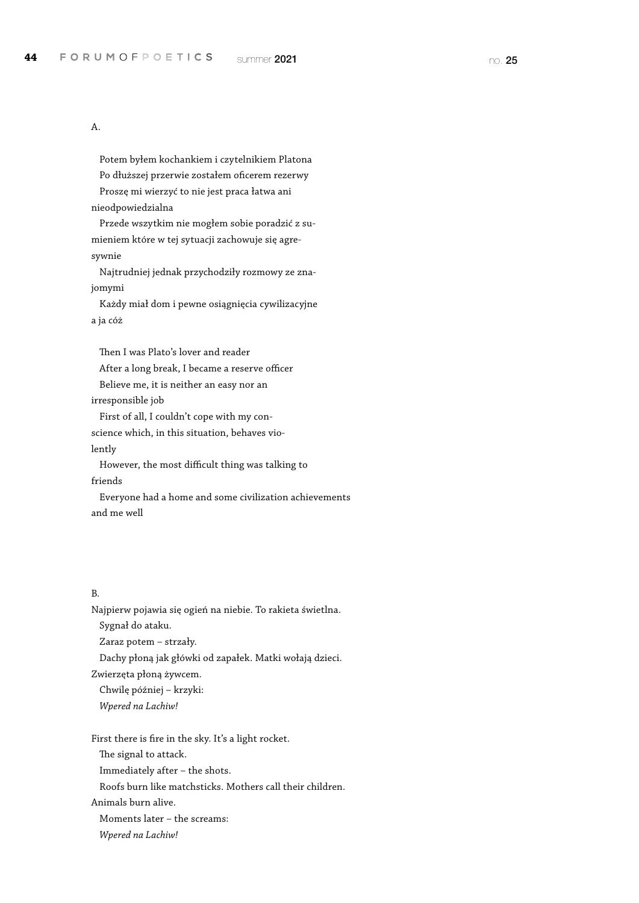A.

Potem byłem kochankiem i czytelnikiem Platona
Po dłuższej przerwie zostałem oficerem rezerwy
Proszę mi wierzyć to nie jest praca łatwa ani
nieodpowiedzialna
Przede wszytkim nie mogłem sobie poradzić z su-
mieniem które w tej sytuacji zachowuje się agre-
sywnie
Najtrudniej jednak przychodziły rozmowy ze zna-
jomymi
Każdy miał dom i pewne osiągnięcia cywilizacyjne
a ja cóż

Then I was Plato's lover and reader
After a long break, I became a reserve officer
Believe me, it is neither an easy nor an
irresponsible job
First of all, I couldn't cope with my con-
science which, in this situation, behaves vio-
lently
However, the most difficult thing was talking to
friends
Everyone had a home and some civilization achievements
and me well

B.

Najpierw pojawia się ogień na niebie. To rakieta świetlna.
Sygnał do ataku.
Zaraz potem – strzały.
Dachy płoną jak główki od zapałek. Matki wołają dzieci.
Zwierzęta płoną żywcem.
Chwilę później – krzyki:
*Wpered na Lachiw!*

First there is fire in the sky. It's a light rocket.
The signal to attack.
Immediately after – the shots.
Roofs burn like matchsticks. Mothers call their children.
Animals burn alive.
Moments later – the screams:
*Wpered na Lachiw!*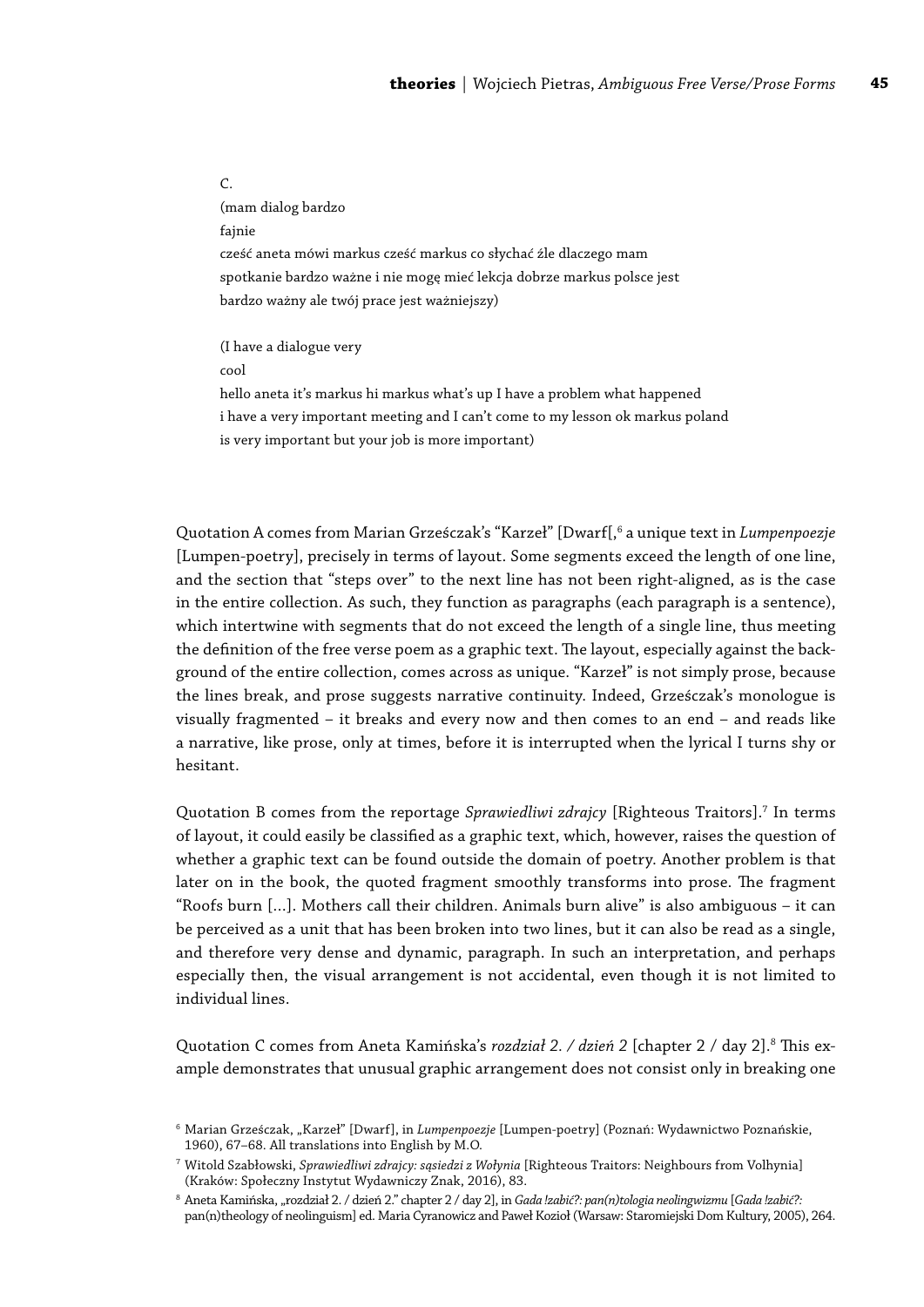C.  
(mam dialog bardzo  
fajnie  
cześć aneta mówi markus cześć markus co słychać źle dlaczego mam  
spotkanie bardzo ważne i nie mogę mieć lekcja dobrze markus polsce jest  
bardzo ważny ale twój prace jest ważniejszy)

(I have a dialogue very  
cool  
hello aneta it's markus hi markus what's up I have a problem what happened  
i have a very important meeting and I can't come to my lesson ok markus poland  
is very important but your job is more important)

Quotation A comes from Marian Grześczak's "Karzeł" [Dwarf[,[6] a unique text in *Lumpenpoezje* [Lumpen-poetry], precisely in terms of layout. Some segments exceed the length of one line, and the section that "steps over" to the next line has not been right-aligned, as is the case in the entire collection. As such, they function as paragraphs (each paragraph is a sentence), which intertwine with segments that do not exceed the length of a single line, thus meeting the definition of the free verse poem as a graphic text. The layout, especially against the background of the entire collection, comes across as unique. "Karzeł" is not simply prose, because the lines break, and prose suggests narrative continuity. Indeed, Grześczak's monologue is visually fragmented – it breaks and every now and then comes to an end – and reads like a narrative, like prose, only at times, before it is interrupted when the lyrical I turns shy or hesitant.

Quotation B comes from the reportage *Sprawiedliwi zdrajcy* [Righteous Traitors].[7] In terms of layout, it could easily be classified as a graphic text, which, however, raises the question of whether a graphic text can be found outside the domain of poetry. Another problem is that later on in the book, the quoted fragment smoothly transforms into prose. The fragment "Roofs burn […]. Mothers call their children. Animals burn alive" is also ambiguous – it can be perceived as a unit that has been broken into two lines, but it can also be read as a single, and therefore very dense and dynamic, paragraph. In such an interpretation, and perhaps especially then, the visual arrangement is not accidental, even though it is not limited to individual lines.

Quotation C comes from Aneta Kamińska's *rozdział 2. / dzień 2* [chapter 2 / day 2].[8] This example demonstrates that unusual graphic arrangement does not consist only in breaking one

[6] Marian Grześczak, „Karzeł" [Dwarf], in *Lumpenpoezje* [Lumpen-poetry] (Poznań: Wydawnictwo Poznańskie, 1960), 67–68. All translations into English by M.O.

[7] Witold Szabłowski, *Sprawiedliwi zdrajcy: sąsiedzi z Wołynia* [Righteous Traitors: Neighbours from Volhynia] (Kraków: Społeczny Instytut Wydawniczy Znak, 2016), 83.

[8] Aneta Kamińska, „rozdział 2. / dzień 2." chapter 2 / day 2], in *Gada !zabić?: pan(n)tologia neolingwizmu* [*Gada !zabić?:* pan(n)theology of neolinguism] ed. Maria Cyranowicz and Paweł Kozioł (Warsaw: Staromiejski Dom Kultury, 2005), 264.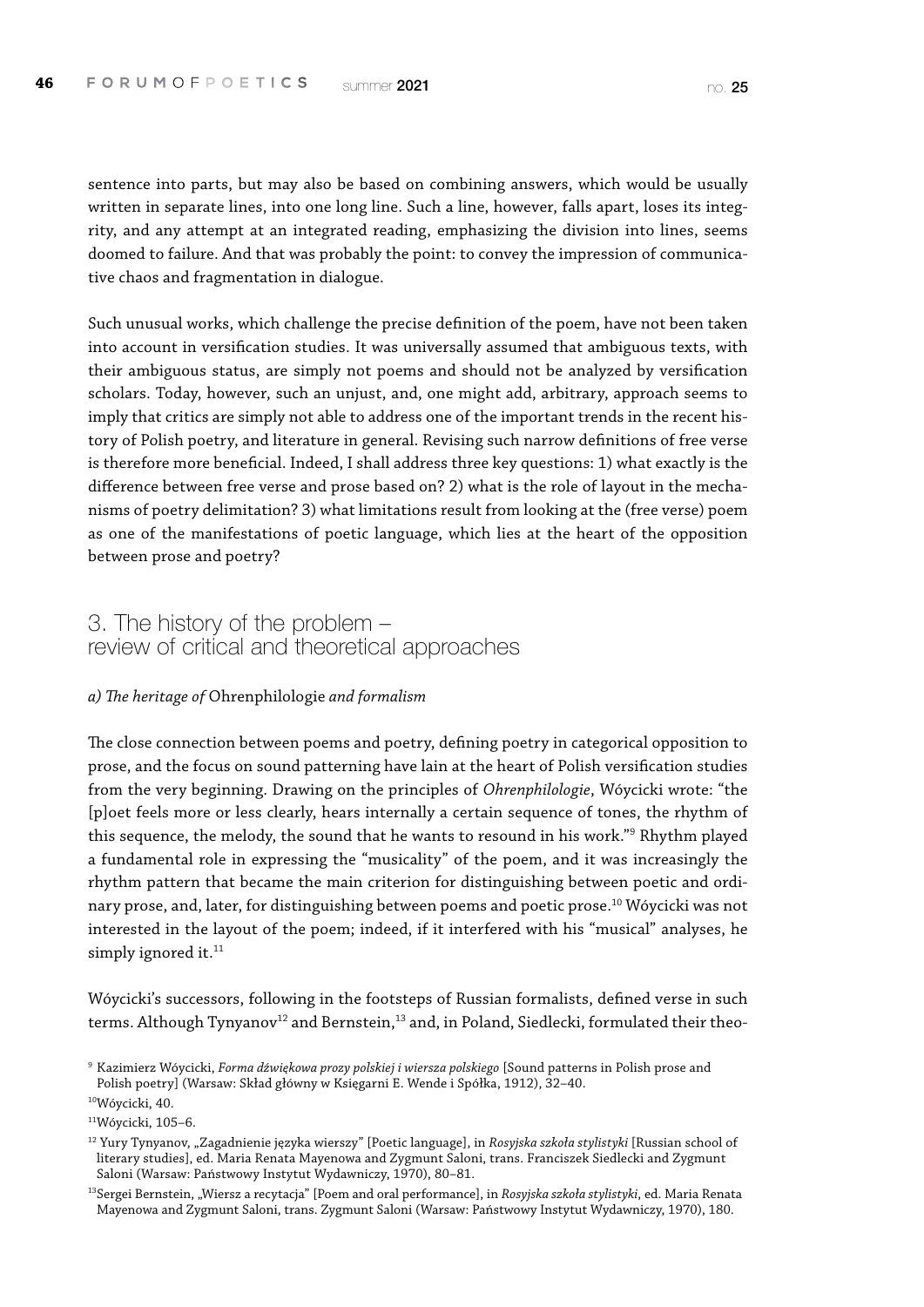sentence into parts, but may also be based on combining answers, which would be usually written in separate lines, into one long line. Such a line, however, falls apart, loses its integrity, and any attempt at an integrated reading, emphasizing the division into lines, seems doomed to failure. And that was probably the point: to convey the impression of communicative chaos and fragmentation in dialogue.

Such unusual works, which challenge the precise definition of the poem, have not been taken into account in versification studies. It was universally assumed that ambiguous texts, with their ambiguous status, are simply not poems and should not be analyzed by versification scholars. Today, however, such an unjust, and, one might add, arbitrary, approach seems to imply that critics are simply not able to address one of the important trends in the recent history of Polish poetry, and literature in general. Revising such narrow definitions of free verse is therefore more beneficial. Indeed, I shall address three key questions: 1) what exactly is the difference between free verse and prose based on? 2) what is the role of layout in the mechanisms of poetry delimitation? 3) what limitations result from looking at the (free verse) poem as one of the manifestations of poetic language, which lies at the heart of the opposition between prose and poetry?

## 3. The history of the problem – review of critical and theoretical approaches

### *a) The heritage of* Ohrenphilologie *and formalism*

The close connection between poems and poetry, defining poetry in categorical opposition to prose, and the focus on sound patterning have lain at the heart of Polish versification studies from the very beginning. Drawing on the principles of *Ohrenphilologie*, Wóycicki wrote: "the [p]oet feels more or less clearly, hears internally a certain sequence of tones, the rhythm of this sequence, the melody, the sound that he wants to resound in his work."[9] Rhythm played a fundamental role in expressing the "musicality" of the poem, and it was increasingly the rhythm pattern that became the main criterion for distinguishing between poetic and ordinary prose, and, later, for distinguishing between poems and poetic prose.[10] Wóycicki was not interested in the layout of the poem; indeed, if it interfered with his "musical" analyses, he simply ignored it.[11]

Wóycicki's successors, following in the footsteps of Russian formalists, defined verse in such terms. Although Tynyanov[12] and Bernstein,[13] and, in Poland, Siedlecki, formulated their theo-

---

[9] Kazimierz Wóycicki, *Forma dźwiękowa prozy polskiej i wiersza polskiego* [Sound patterns in Polish prose and Polish poetry] (Warsaw: Skład główny w Księgarni E. Wende i Spółka, 1912), 32–40.

[10] Wóycicki, 40.

[11] Wóycicki, 105–6.

[12] Yury Tynyanov, „Zagadnienie języka wierszy" [Poetic language], in *Rosyjska szkoła stylistyki* [Russian school of literary studies], ed. Maria Renata Mayenowa and Zygmunt Saloni, trans. Franciszek Siedlecki and Zygmunt Saloni (Warsaw: Państwowy Instytut Wydawniczy, 1970), 80–81.

[13] Sergei Bernstein, „Wiersz a recytacja" [Poem and oral performance], in *Rosyjska szkoła stylistyki*, ed. Maria Renata Mayenowa and Zygmunt Saloni, trans. Zygmunt Saloni (Warsaw: Państwowy Instytut Wydawniczy, 1970), 180.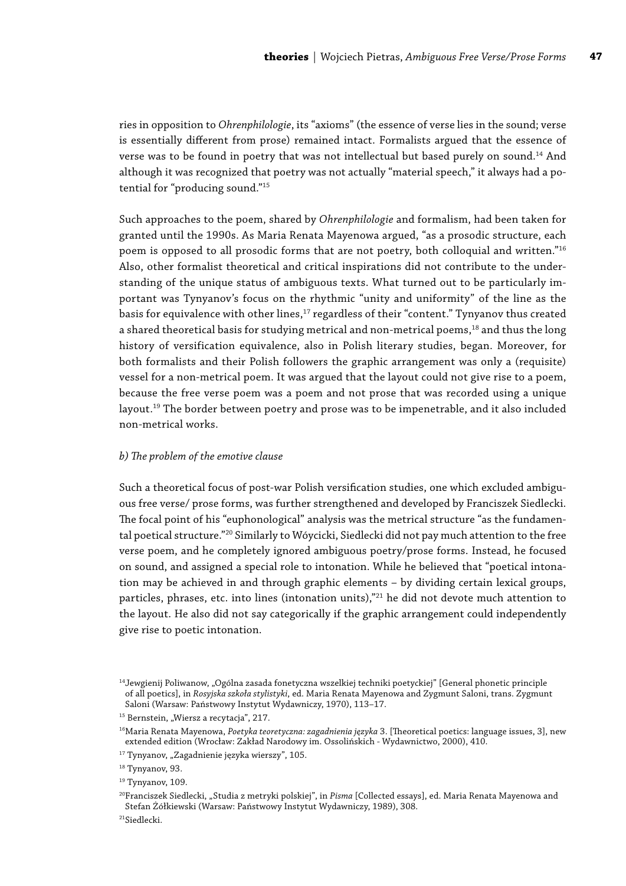ries in opposition to *Ohrenphilologie*, its "axioms" (the essence of verse lies in the sound; verse is essentially different from prose) remained intact. Formalists argued that the essence of verse was to be found in poetry that was not intellectual but based purely on sound.[14] And although it was recognized that poetry was not actually "material speech," it always had a potential for "producing sound."[15]

Such approaches to the poem, shared by *Ohrenphilologie* and formalism, had been taken for granted until the 1990s. As Maria Renata Mayenowa argued, "as a prosodic structure, each poem is opposed to all prosodic forms that are not poetry, both colloquial and written."[16] Also, other formalist theoretical and critical inspirations did not contribute to the understanding of the unique status of ambiguous texts. What turned out to be particularly important was Tynyanov's focus on the rhythmic "unity and uniformity" of the line as the basis for equivalence with other lines,[17] regardless of their "content." Tynyanov thus created a shared theoretical basis for studying metrical and non-metrical poems,[18] and thus the long history of versification equivalence, also in Polish literary studies, began. Moreover, for both formalists and their Polish followers the graphic arrangement was only a (requisite) vessel for a non-metrical poem. It was argued that the layout could not give rise to a poem, because the free verse poem was a poem and not prose that was recorded using a unique layout.[19] The border between poetry and prose was to be impenetrable, and it also included non-metrical works.

*b) The problem of the emotive clause*

Such a theoretical focus of post-war Polish versification studies, one which excluded ambiguous free verse/ prose forms, was further strengthened and developed by Franciszek Siedlecki. The focal point of his "euphonological" analysis was the metrical structure "as the fundamental poetical structure."[20] Similarly to Wóycicki, Siedlecki did not pay much attention to the free verse poem, and he completely ignored ambiguous poetry/prose forms. Instead, he focused on sound, and assigned a special role to intonation. While he believed that "poetical intonation may be achieved in and through graphic elements – by dividing certain lexical groups, particles, phrases, etc. into lines (intonation units),"[21] he did not devote much attention to the layout. He also did not say categorically if the graphic arrangement could independently give rise to poetic intonation.

[14] Jewgienij Poliwanow, „Ogólna zasada fonetyczna wszelkiej techniki poetyckiej" [General phonetic principle of all poetics], in *Rosyjska szkoła stylistyki*, ed. Maria Renata Mayenowa and Zygmunt Saloni, trans. Zygmunt Saloni (Warsaw: Państwowy Instytut Wydawniczy, 1970), 113–17.

[15] Bernstein, „Wiersz a recytacja", 217.

[16] Maria Renata Mayenowa, *Poetyka teoretyczna: zagadnienia języka* 3. [Theoretical poetics: language issues, 3], new extended edition (Wrocław: Zakład Narodowy im. Ossolińskich - Wydawnictwo, 2000), 410.

[17] Tynyanov, „Zagadnienie języka wierszy", 105.

[18] Tynyanov, 93.

[19] Tynyanov, 109.

[20] Franciszek Siedlecki, „Studia z metryki polskiej", in *Pisma* [Collected essays], ed. Maria Renata Mayenowa and Stefan Żółkiewski (Warsaw: Państwowy Instytut Wydawniczy, 1989), 308.

[21] Siedlecki.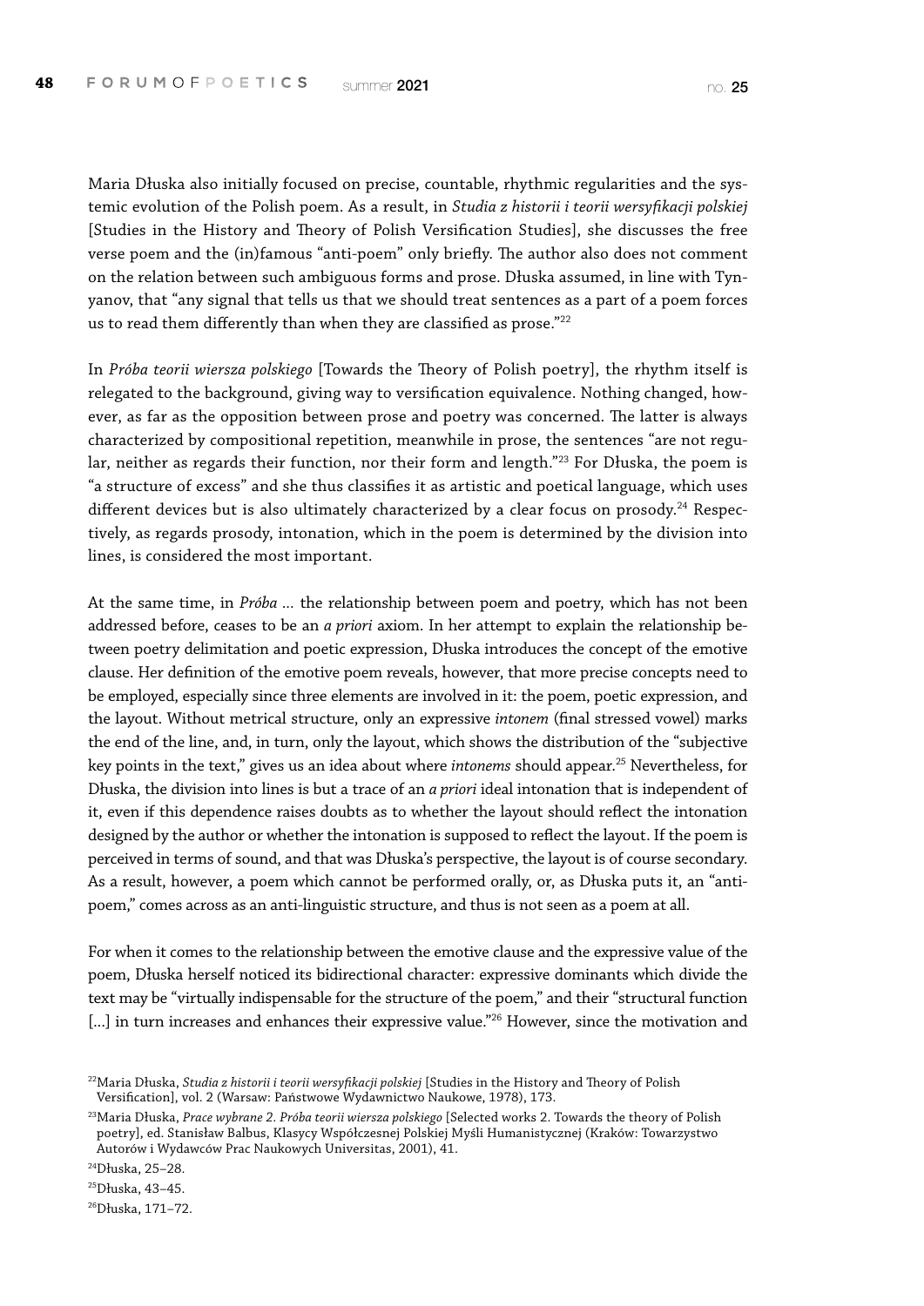Maria Dłuska also initially focused on precise, countable, rhythmic regularities and the systemic evolution of the Polish poem. As a result, in *Studia z historii i teorii wersyfikacji polskiej* [Studies in the History and Theory of Polish Versification Studies], she discusses the free verse poem and the (in)famous "anti-poem" only briefly. The author also does not comment on the relation between such ambiguous forms and prose. Dłuska assumed, in line with Tynyanov, that "any signal that tells us that we should treat sentences as a part of a poem forces us to read them differently than when they are classified as prose."[22]

In *Próba teorii wiersza polskiego* [Towards the Theory of Polish poetry], the rhythm itself is relegated to the background, giving way to versification equivalence. Nothing changed, however, as far as the opposition between prose and poetry was concerned. The latter is always characterized by compositional repetition, meanwhile in prose, the sentences "are not regular, neither as regards their function, nor their form and length."[23] For Dłuska, the poem is "a structure of excess" and she thus classifies it as artistic and poetical language, which uses different devices but is also ultimately characterized by a clear focus on prosody.[24] Respectively, as regards prosody, intonation, which in the poem is determined by the division into lines, is considered the most important.

At the same time, in *Próba ...* the relationship between poem and poetry, which has not been addressed before, ceases to be an *a priori* axiom. In her attempt to explain the relationship between poetry delimitation and poetic expression, Dłuska introduces the concept of the emotive clause. Her definition of the emotive poem reveals, however, that more precise concepts need to be employed, especially since three elements are involved in it: the poem, poetic expression, and the layout. Without metrical structure, only an expressive *intonem* (final stressed vowel) marks the end of the line, and, in turn, only the layout, which shows the distribution of the "subjective key points in the text," gives us an idea about where *intonems* should appear.[25] Nevertheless, for Dłuska, the division into lines is but a trace of an *a priori* ideal intonation that is independent of it, even if this dependence raises doubts as to whether the layout should reflect the intonation designed by the author or whether the intonation is supposed to reflect the layout. If the poem is perceived in terms of sound, and that was Dłuska's perspective, the layout is of course secondary. As a result, however, a poem which cannot be performed orally, or, as Dłuska puts it, an "anti-poem," comes across as an anti-linguistic structure, and thus is not seen as a poem at all.

For when it comes to the relationship between the emotive clause and the expressive value of the poem, Dłuska herself noticed its bidirectional character: expressive dominants which divide the text may be "virtually indispensable for the structure of the poem," and their "structural function [...] in turn increases and enhances their expressive value."[26] However, since the motivation and

[22] Maria Dłuska, *Studia z historii i teorii wersyfikacji polskiej* [Studies in the History and Theory of Polish Versification], vol. 2 (Warsaw: Państwowe Wydawnictwo Naukowe, 1978), 173.

[23] Maria Dłuska, *Prace wybrane 2. Próba teorii wiersza polskiego* [Selected works 2. Towards the theory of Polish poetry], ed. Stanisław Balbus, Klasycy Współczesnej Polskiej Myśli Humanistycznej (Kraków: Towarzystwo Autorów i Wydawców Prac Naukowych Universitas, 2001), 41.

[24] Dłuska, 25–28.

[25] Dłuska, 43–45.

[26] Dłuska, 171–72.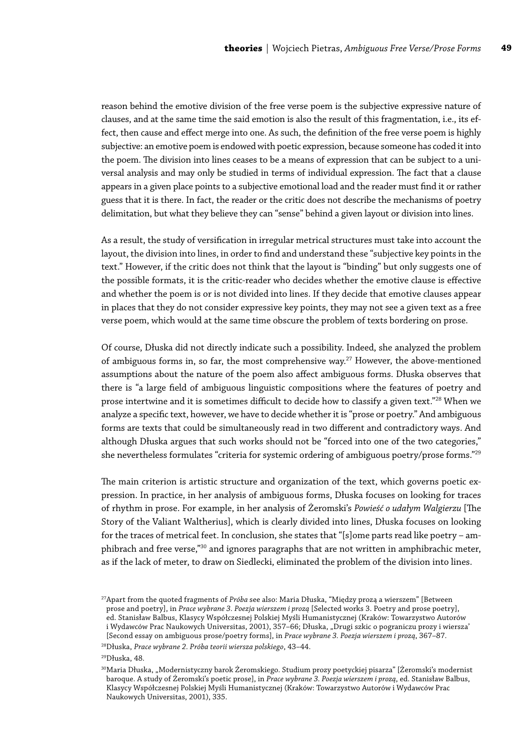reason behind the emotive division of the free verse poem is the subjective expressive nature of clauses, and at the same time the said emotion is also the result of this fragmentation, i.e., its effect, then cause and effect merge into one. As such, the definition of the free verse poem is highly subjective: an emotive poem is endowed with poetic expression, because someone has coded it into the poem. The division into lines ceases to be a means of expression that can be subject to a universal analysis and may only be studied in terms of individual expression. The fact that a clause appears in a given place points to a subjective emotional load and the reader must find it or rather guess that it is there. In fact, the reader or the critic does not describe the mechanisms of poetry delimitation, but what they believe they can "sense" behind a given layout or division into lines.

As a result, the study of versification in irregular metrical structures must take into account the layout, the division into lines, in order to find and understand these "subjective key points in the text." However, if the critic does not think that the layout is "binding" but only suggests one of the possible formats, it is the critic-reader who decides whether the emotive clause is effective and whether the poem is or is not divided into lines. If they decide that emotive clauses appear in places that they do not consider expressive key points, they may not see a given text as a free verse poem, which would at the same time obscure the problem of texts bordering on prose.

Of course, Dłuska did not directly indicate such a possibility. Indeed, she analyzed the problem of ambiguous forms in, so far, the most comprehensive way.[27] However, the above-mentioned assumptions about the nature of the poem also affect ambiguous forms. Dłuska observes that there is "a large field of ambiguous linguistic compositions where the features of poetry and prose intertwine and it is sometimes difficult to decide how to classify a given text."[28] When we analyze a specific text, however, we have to decide whether it is "prose or poetry." And ambiguous forms are texts that could be simultaneously read in two different and contradictory ways. And although Dłuska argues that such works should not be "forced into one of the two categories," she nevertheless formulates "criteria for systemic ordering of ambiguous poetry/prose forms."[29]

The main criterion is artistic structure and organization of the text, which governs poetic expression. In practice, in her analysis of ambiguous forms, Dłuska focuses on looking for traces of rhythm in prose. For example, in her analysis of Żeromski's *Powieść o udałym Walgierzu* [The Story of the Valiant Waltherius], which is clearly divided into lines, Dłuska focuses on looking for the traces of metrical feet. In conclusion, she states that "[s]ome parts read like poetry – amphibrach and free verse,"[30] and ignores paragraphs that are not written in amphibrachic meter, as if the lack of meter, to draw on Siedlecki, eliminated the problem of the division into lines.

[27]Apart from the quoted fragments of *Próba* see also: Maria Dłuska, "Między prozą a wierszem" [Between prose and poetry], in *Prace wybrane 3. Poezja wierszem i prozą* [Selected works 3. Poetry and prose poetry], ed. Stanisław Balbus, Klasycy Współczesnej Polskiej Myśli Humanistycznej (Kraków: Towarzystwo Autorów i Wydawców Prac Naukowych Universitas, 2001), 357–66; Dłuska, „Drugi szkic o pograniczu prozy i wiersza' [Second essay on ambiguous prose/poetry forms], in *Prace wybrane 3. Poezja wierszem i prozą*, 367–87.

[28]Dłuska, *Prace wybrane 2. Próba teorii wiersza polskiego*, 43–44.

[29]Dłuska, 48.

[30]Maria Dłuska, „Modernistyczny barok Żeromskiego. Studium prozy poetyckiej pisarza" [Żeromski's modernist baroque. A study of Żeromski's poetic prose], in *Prace wybrane 3. Poezja wierszem i prozą*, ed. Stanisław Balbus, Klasycy Współczesnej Polskiej Myśli Humanistycznej (Kraków: Towarzystwo Autorów i Wydawców Prac Naukowych Universitas, 2001), 335.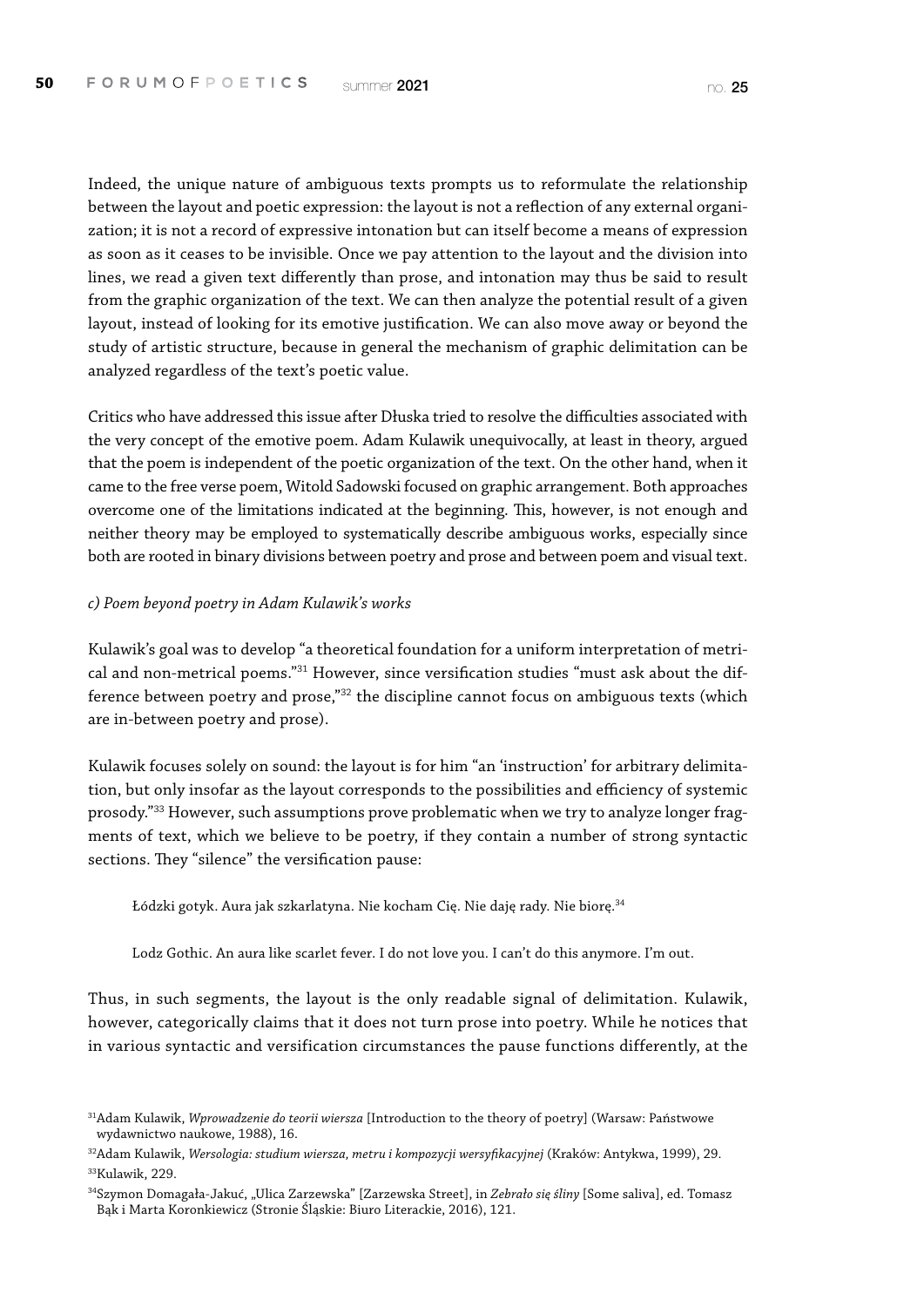Indeed, the unique nature of ambiguous texts prompts us to reformulate the relationship between the layout and poetic expression: the layout is not a reflection of any external organization; it is not a record of expressive intonation but can itself become a means of expression as soon as it ceases to be invisible. Once we pay attention to the layout and the division into lines, we read a given text differently than prose, and intonation may thus be said to result from the graphic organization of the text. We can then analyze the potential result of a given layout, instead of looking for its emotive justification. We can also move away or beyond the study of artistic structure, because in general the mechanism of graphic delimitation can be analyzed regardless of the text's poetic value.

Critics who have addressed this issue after Dłuska tried to resolve the difficulties associated with the very concept of the emotive poem. Adam Kulawik unequivocally, at least in theory, argued that the poem is independent of the poetic organization of the text. On the other hand, when it came to the free verse poem, Witold Sadowski focused on graphic arrangement. Both approaches overcome one of the limitations indicated at the beginning. This, however, is not enough and neither theory may be employed to systematically describe ambiguous works, especially since both are rooted in binary divisions between poetry and prose and between poem and visual text.

*c) Poem beyond poetry in Adam Kulawik's works*

Kulawik's goal was to develop "a theoretical foundation for a uniform interpretation of metrical and non-metrical poems."[31] However, since versification studies "must ask about the difference between poetry and prose,"[32] the discipline cannot focus on ambiguous texts (which are in-between poetry and prose).

Kulawik focuses solely on sound: the layout is for him "an 'instruction' for arbitrary delimitation, but only insofar as the layout corresponds to the possibilities and efficiency of systemic prosody."[33] However, such assumptions prove problematic when we try to analyze longer fragments of text, which we believe to be poetry, if they contain a number of strong syntactic sections. They "silence" the versification pause:

> Łódzki gotyk. Aura jak szkarlatyna. Nie kocham Cię. Nie daję rady. Nie biorę.[34]
>
> Lodz Gothic. An aura like scarlet fever. I do not love you. I can't do this anymore. I'm out.

Thus, in such segments, the layout is the only readable signal of delimitation. Kulawik, however, categorically claims that it does not turn prose into poetry. While he notices that in various syntactic and versification circumstances the pause functions differently, at the

---

[31] Adam Kulawik, *Wprowadzenie do teorii wiersza* [Introduction to the theory of poetry] (Warsaw: Państwowe wydawnictwo naukowe, 1988), 16.

[32] Adam Kulawik, *Wersologia: studium wiersza, metru i kompozycji wersyfikacyjnej* (Kraków: Antykwa, 1999), 29.

[33] Kulawik, 229.

[34] Szymon Domagała-Jakuć, „Ulica Zarzewska" [Zarzewska Street], in *Zebrało się śliny* [Some saliva], ed. Tomasz Bąk i Marta Koronkiewicz (Stronie Śląskie: Biuro Literackie, 2016), 121.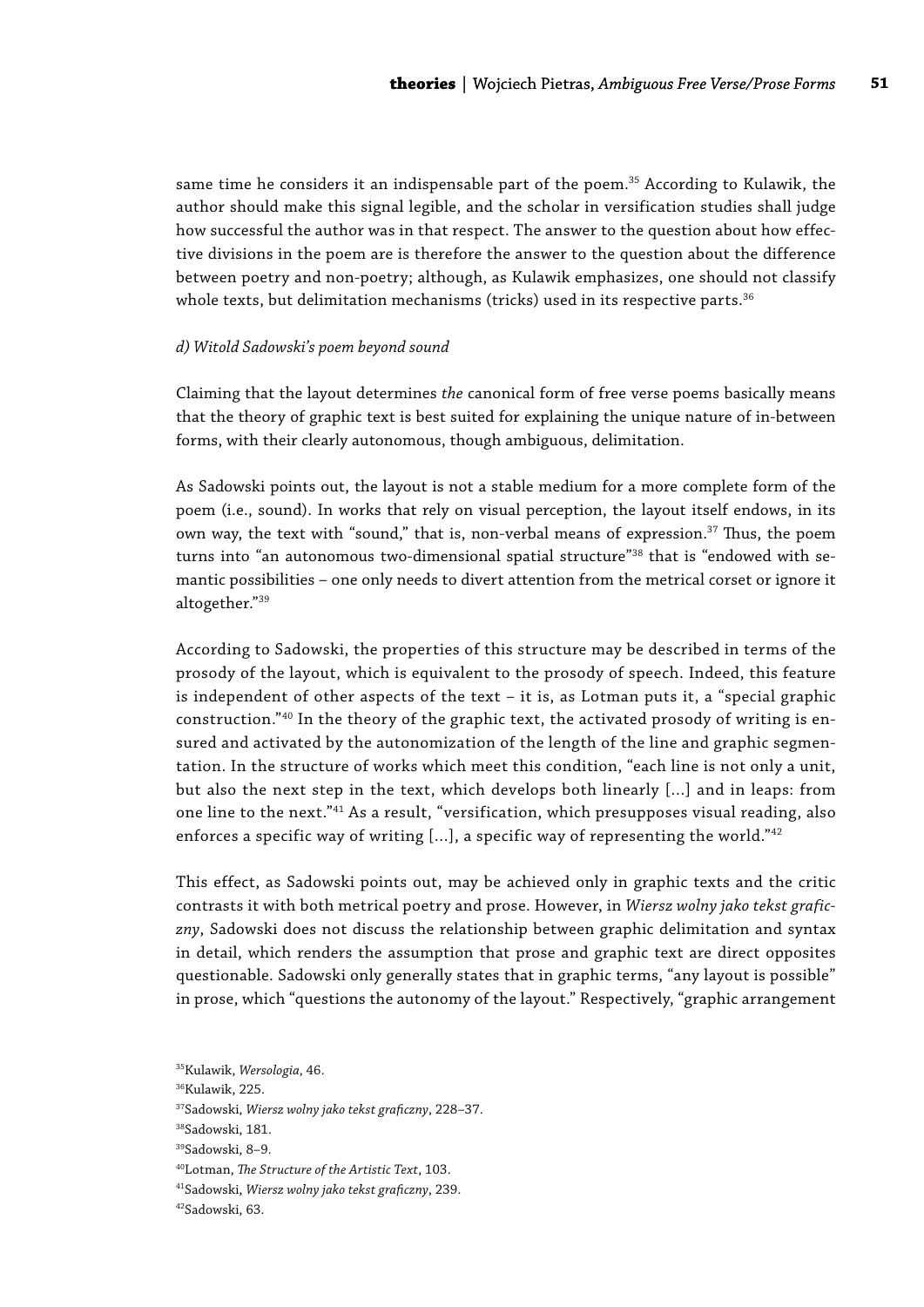same time he considers it an indispensable part of the poem.[35] According to Kulawik, the author should make this signal legible, and the scholar in versification studies shall judge how successful the author was in that respect. The answer to the question about how effective divisions in the poem are is therefore the answer to the question about the difference between poetry and non-poetry; although, as Kulawik emphasizes, one should not classify whole texts, but delimitation mechanisms (tricks) used in its respective parts.[36]

*d) Witold Sadowski's poem beyond sound*

Claiming that the layout determines *the* canonical form of free verse poems basically means that the theory of graphic text is best suited for explaining the unique nature of in-between forms, with their clearly autonomous, though ambiguous, delimitation.

As Sadowski points out, the layout is not a stable medium for a more complete form of the poem (i.e., sound). In works that rely on visual perception, the layout itself endows, in its own way, the text with "sound," that is, non-verbal means of expression.[37] Thus, the poem turns into "an autonomous two-dimensional spatial structure"[38] that is "endowed with semantic possibilities – one only needs to divert attention from the metrical corset or ignore it altogether."[39]

According to Sadowski, the properties of this structure may be described in terms of the prosody of the layout, which is equivalent to the prosody of speech. Indeed, this feature is independent of other aspects of the text – it is, as Lotman puts it, a "special graphic construction."[40] In the theory of the graphic text, the activated prosody of writing is ensured and activated by the autonomization of the length of the line and graphic segmentation. In the structure of works which meet this condition, "each line is not only a unit, but also the next step in the text, which develops both linearly [...] and in leaps: from one line to the next."[41] As a result, "versification, which presupposes visual reading, also enforces a specific way of writing [...], a specific way of representing the world."[42]

This effect, as Sadowski points out, may be achieved only in graphic texts and the critic contrasts it with both metrical poetry and prose. However, in *Wiersz wolny jako tekst graficzny*, Sadowski does not discuss the relationship between graphic delimitation and syntax in detail, which renders the assumption that prose and graphic text are direct opposites questionable. Sadowski only generally states that in graphic terms, "any layout is possible" in prose, which "questions the autonomy of the layout." Respectively, "graphic arrangement

[35]Kulawik, *Wersologia*, 46.
[36]Kulawik, 225.
[37]Sadowski, *Wiersz wolny jako tekst graficzny*, 228–37.
[38]Sadowski, 181.
[39]Sadowski, 8–9.
[40]Lotman, *The Structure of the Artistic Text*, 103.
[41]Sadowski, *Wiersz wolny jako tekst graficzny*, 239.
[42]Sadowski, 63.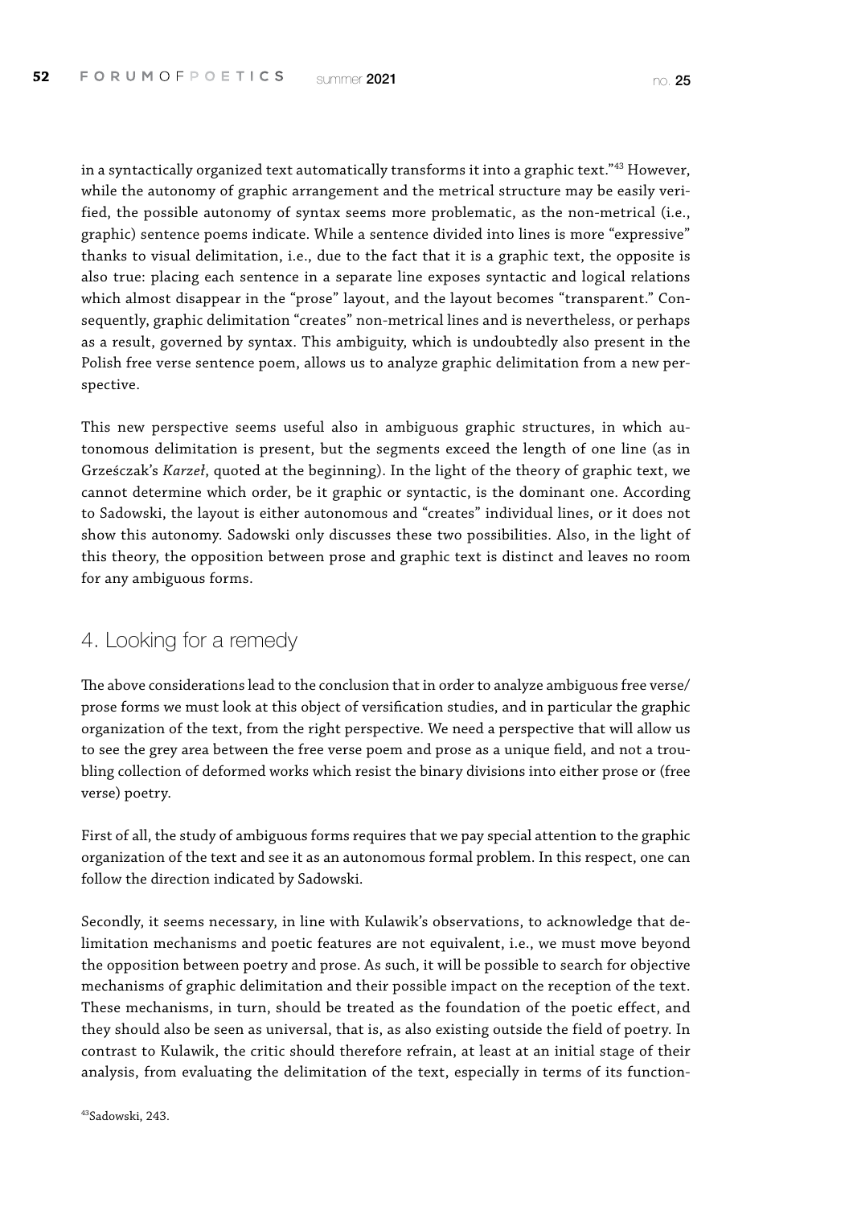in a syntactically organized text automatically transforms it into a graphic text."[43] However, while the autonomy of graphic arrangement and the metrical structure may be easily verified, the possible autonomy of syntax seems more problematic, as the non-metrical (i.e., graphic) sentence poems indicate. While a sentence divided into lines is more "expressive" thanks to visual delimitation, i.e., due to the fact that it is a graphic text, the opposite is also true: placing each sentence in a separate line exposes syntactic and logical relations which almost disappear in the "prose" layout, and the layout becomes "transparent." Consequently, graphic delimitation "creates" non-metrical lines and is nevertheless, or perhaps as a result, governed by syntax. This ambiguity, which is undoubtedly also present in the Polish free verse sentence poem, allows us to analyze graphic delimitation from a new perspective.

This new perspective seems useful also in ambiguous graphic structures, in which autonomous delimitation is present, but the segments exceed the length of one line (as in Grześczak's *Karzeł*, quoted at the beginning). In the light of the theory of graphic text, we cannot determine which order, be it graphic or syntactic, is the dominant one. According to Sadowski, the layout is either autonomous and "creates" individual lines, or it does not show this autonomy. Sadowski only discusses these two possibilities. Also, in the light of this theory, the opposition between prose and graphic text is distinct and leaves no room for any ambiguous forms.

## 4. Looking for a remedy

The above considerations lead to the conclusion that in order to analyze ambiguous free verse/prose forms we must look at this object of versification studies, and in particular the graphic organization of the text, from the right perspective. We need a perspective that will allow us to see the grey area between the free verse poem and prose as a unique field, and not a troubling collection of deformed works which resist the binary divisions into either prose or (free verse) poetry.

First of all, the study of ambiguous forms requires that we pay special attention to the graphic organization of the text and see it as an autonomous formal problem. In this respect, one can follow the direction indicated by Sadowski.

Secondly, it seems necessary, in line with Kulawik's observations, to acknowledge that delimitation mechanisms and poetic features are not equivalent, i.e., we must move beyond the opposition between poetry and prose. As such, it will be possible to search for objective mechanisms of graphic delimitation and their possible impact on the reception of the text. These mechanisms, in turn, should be treated as the foundation of the poetic effect, and they should also be seen as universal, that is, as also existing outside the field of poetry. In contrast to Kulawik, the critic should therefore refrain, at least at an initial stage of their analysis, from evaluating the delimitation of the text, especially in terms of its function-

[43] Sadowski, 243.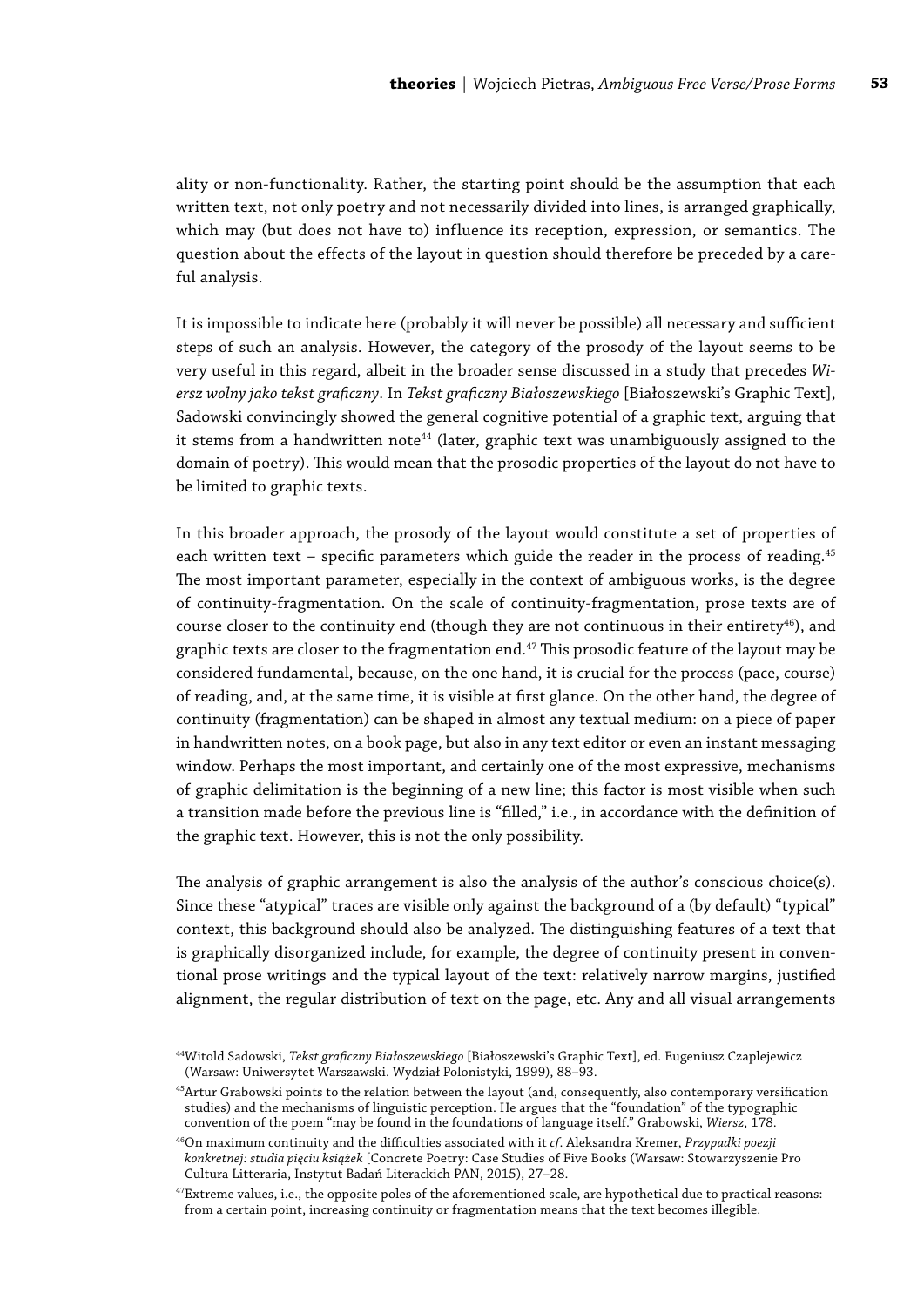ality or non-functionality. Rather, the starting point should be the assumption that each written text, not only poetry and not necessarily divided into lines, is arranged graphically, which may (but does not have to) influence its reception, expression, or semantics. The question about the effects of the layout in question should therefore be preceded by a careful analysis.

It is impossible to indicate here (probably it will never be possible) all necessary and sufficient steps of such an analysis. However, the category of the prosody of the layout seems to be very useful in this regard, albeit in the broader sense discussed in a study that precedes *Wiersz wolny jako tekst graficzny*. In *Tekst graficzny Białoszewskiego* [Białoszewski's Graphic Text], Sadowski convincingly showed the general cognitive potential of a graphic text, arguing that it stems from a handwritten note[44] (later, graphic text was unambiguously assigned to the domain of poetry). This would mean that the prosodic properties of the layout do not have to be limited to graphic texts.

In this broader approach, the prosody of the layout would constitute a set of properties of each written text – specific parameters which guide the reader in the process of reading.[45] The most important parameter, especially in the context of ambiguous works, is the degree of continuity-fragmentation. On the scale of continuity-fragmentation, prose texts are of course closer to the continuity end (though they are not continuous in their entirety[46]), and graphic texts are closer to the fragmentation end.[47] This prosodic feature of the layout may be considered fundamental, because, on the one hand, it is crucial for the process (pace, course) of reading, and, at the same time, it is visible at first glance. On the other hand, the degree of continuity (fragmentation) can be shaped in almost any textual medium: on a piece of paper in handwritten notes, on a book page, but also in any text editor or even an instant messaging window. Perhaps the most important, and certainly one of the most expressive, mechanisms of graphic delimitation is the beginning of a new line; this factor is most visible when such a transition made before the previous line is "filled," i.e., in accordance with the definition of the graphic text. However, this is not the only possibility.

The analysis of graphic arrangement is also the analysis of the author's conscious choice(s). Since these "atypical" traces are visible only against the background of a (by default) "typical" context, this background should also be analyzed. The distinguishing features of a text that is graphically disorganized include, for example, the degree of continuity present in conventional prose writings and the typical layout of the text: relatively narrow margins, justified alignment, the regular distribution of text on the page, etc. Any and all visual arrangements

[44] Witold Sadowski, *Tekst graficzny Białoszewskiego* [Białoszewski's Graphic Text], ed. Eugeniusz Czaplejewicz (Warsaw: Uniwersytet Warszawski. Wydział Polonistyki, 1999), 88–93.

[45] Artur Grabowski points to the relation between the layout (and, consequently, also contemporary versification studies) and the mechanisms of linguistic perception. He argues that the "foundation" of the typographic convention of the poem "may be found in the foundations of language itself." Grabowski, *Wiersz*, 178.

[46] On maximum continuity and the difficulties associated with it *cf*. Aleksandra Kremer, *Przypadki poezji konkretnej: studia pięciu książek* [Concrete Poetry: Case Studies of Five Books (Warsaw: Stowarzyszenie Pro Cultura Litteraria, Instytut Badań Literackich PAN, 2015), 27–28.

[47] Extreme values, i.e., the opposite poles of the aforementioned scale, are hypothetical due to practical reasons: from a certain point, increasing continuity or fragmentation means that the text becomes illegible.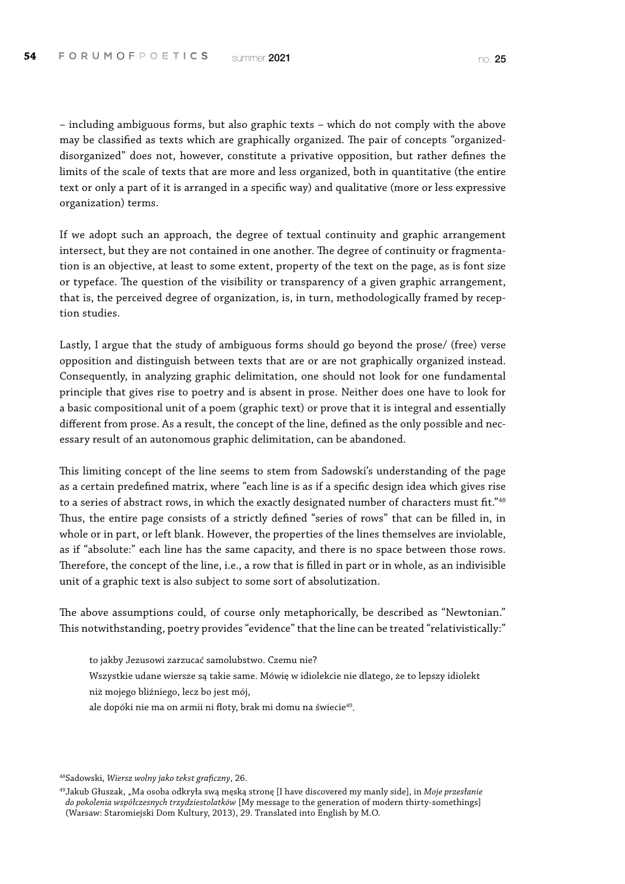– including ambiguous forms, but also graphic texts – which do not comply with the above may be classified as texts which are graphically organized. The pair of concepts "organized-disorganized" does not, however, constitute a privative opposition, but rather defines the limits of the scale of texts that are more and less organized, both in quantitative (the entire text or only a part of it is arranged in a specific way) and qualitative (more or less expressive organization) terms.

If we adopt such an approach, the degree of textual continuity and graphic arrangement intersect, but they are not contained in one another. The degree of continuity or fragmentation is an objective, at least to some extent, property of the text on the page, as is font size or typeface. The question of the visibility or transparency of a given graphic arrangement, that is, the perceived degree of organization, is, in turn, methodologically framed by reception studies.

Lastly, I argue that the study of ambiguous forms should go beyond the prose/ (free) verse opposition and distinguish between texts that are or are not graphically organized instead. Consequently, in analyzing graphic delimitation, one should not look for one fundamental principle that gives rise to poetry and is absent in prose. Neither does one have to look for a basic compositional unit of a poem (graphic text) or prove that it is integral and essentially different from prose. As a result, the concept of the line, defined as the only possible and necessary result of an autonomous graphic delimitation, can be abandoned.

This limiting concept of the line seems to stem from Sadowski's understanding of the page as a certain predefined matrix, where "each line is as if a specific design idea which gives rise to a series of abstract rows, in which the exactly designated number of characters must fit."[48] Thus, the entire page consists of a strictly defined "series of rows" that can be filled in, in whole or in part, or left blank. However, the properties of the lines themselves are inviolable, as if "absolute:" each line has the same capacity, and there is no space between those rows. Therefore, the concept of the line, i.e., a row that is filled in part or in whole, as an indivisible unit of a graphic text is also subject to some sort of absolutization.

The above assumptions could, of course only metaphorically, be described as "Newtonian." This notwithstanding, poetry provides "evidence" that the line can be treated "relativistically:"

> to jakby Jezusowi zarzucać samolubstwo. Czemu nie?
> Wszystkie udane wiersze są takie same. Mówię w idiolekcie nie dlatego, że to lepszy idiolekt
> niż mojego bliźniego, lecz bo jest mój,
> ale dopóki nie ma on armii ni floty, brak mi domu na świecie[49].

[48] Sadowski, *Wiersz wolny jako tekst graficzny*, 26.

[49] Jakub Głuszak, „Ma osoba odkryła swą męską stronę [I have discovered my manly side], in *Moje przesłanie do pokolenia współczesnych trzydziestolatków* [My message to the generation of modern thirty-somethings] (Warsaw: Staromiejski Dom Kultury, 2013), 29. Translated into English by M.O.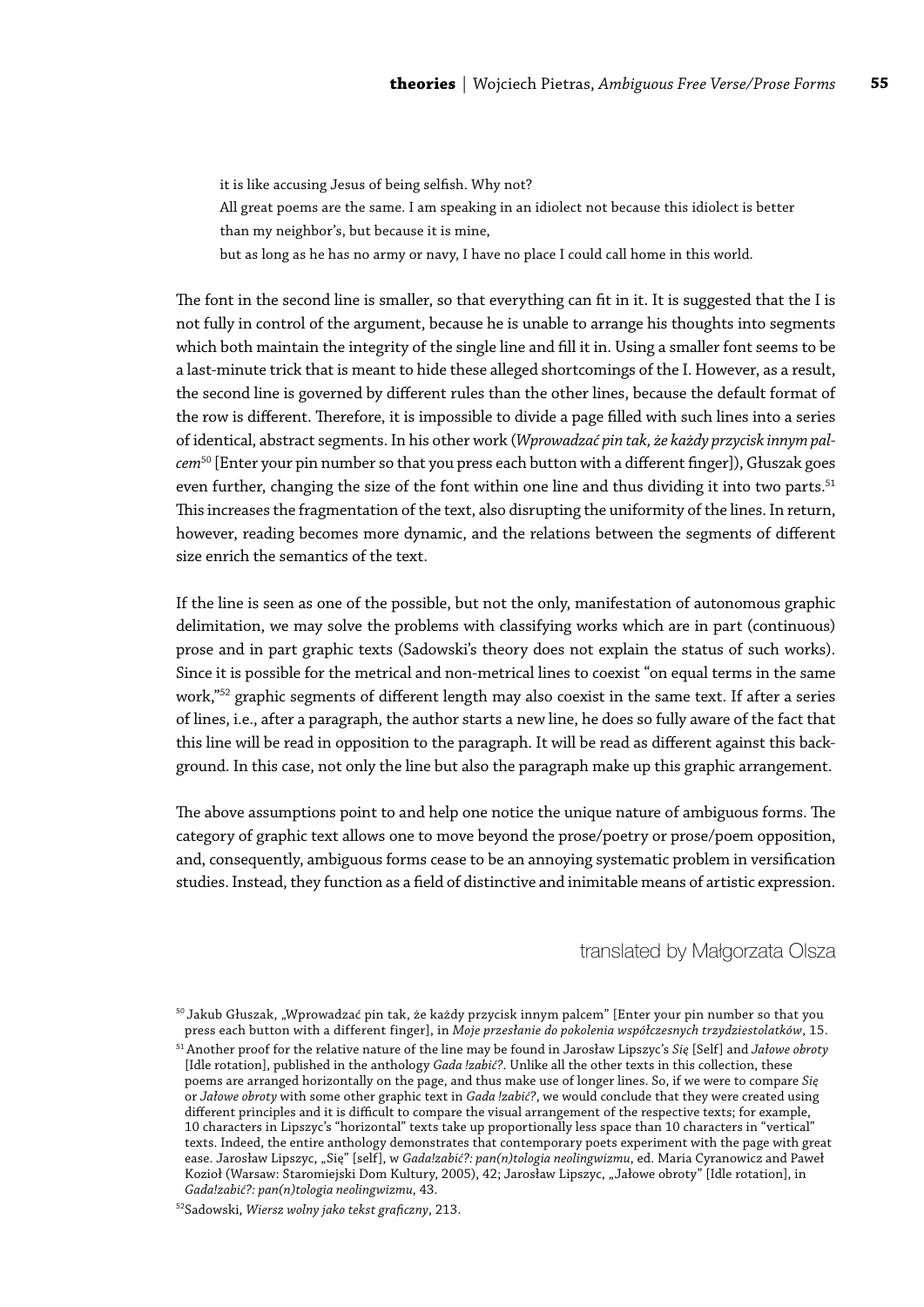it is like accusing Jesus of being selfish. Why not?
All great poems are the same. I am speaking in an idiolect not because this idiolect is better than my neighbor's, but because it is mine,
but as long as he has no army or navy, I have no place I could call home in this world.

The font in the second line is smaller, so that everything can fit in it. It is suggested that the I is not fully in control of the argument, because he is unable to arrange his thoughts into segments which both maintain the integrity of the single line and fill it in. Using a smaller font seems to be a last-minute trick that is meant to hide these alleged shortcomings of the I. However, as a result, the second line is governed by different rules than the other lines, because the default format of the row is different. Therefore, it is impossible to divide a page filled with such lines into a series of identical, abstract segments. In his other work (*Wprowadzać pin tak, że każdy przycisk innym palcem*[50] [Enter your pin number so that you press each button with a different finger]), Głuszak goes even further, changing the size of the font within one line and thus dividing it into two parts.[51] This increases the fragmentation of the text, also disrupting the uniformity of the lines. In return, however, reading becomes more dynamic, and the relations between the segments of different size enrich the semantics of the text.

If the line is seen as one of the possible, but not the only, manifestation of autonomous graphic delimitation, we may solve the problems with classifying works which are in part (continuous) prose and in part graphic texts (Sadowski's theory does not explain the status of such works). Since it is possible for the metrical and non-metrical lines to coexist "on equal terms in the same work,"[52] graphic segments of different length may also coexist in the same text. If after a series of lines, i.e., after a paragraph, the author starts a new line, he does so fully aware of the fact that this line will be read in opposition to the paragraph. It will be read as different against this background. In this case, not only the line but also the paragraph make up this graphic arrangement.

The above assumptions point to and help one notice the unique nature of ambiguous forms. The category of graphic text allows one to move beyond the prose/poetry or prose/poem opposition, and, consequently, ambiguous forms cease to be an annoying systematic problem in versification studies. Instead, they function as a field of distinctive and inimitable means of artistic expression.

translated by Małgorzata Olsza

[50] Jakub Głuszak, „Wprowadzać pin tak, że każdy przycisk innym palcem" [Enter your pin number so that you press each button with a different finger], in *Moje przesłanie do pokolenia współczesnych trzydziestolatków*, 15.

[51] Another proof for the relative nature of the line may be found in Jarosław Lipszyc's *Się* [Self] and *Jałowe obroty* [Idle rotation], published in the anthology *Gada !zabić?*. Unlike all the other texts in this collection, these poems are arranged horizontally on the page, and thus make use of longer lines. So, if we were to compare *Się* or *Jałowe obroty* with some other graphic text in *Gada !zabić?*, we would conclude that they were created using different principles and it is difficult to compare the visual arrangement of the respective texts; for example, 10 characters in Lipszyc's "horizontal" texts take up proportionally less space than 10 characters in "vertical" texts. Indeed, the entire anthology demonstrates that contemporary poets experiment with the page with great ease. Jarosław Lipszyc, „Się" [self], w *Gada!zabić?: pan(n)tologia neolingwizmu*, ed. Maria Cyranowicz and Paweł Kozioł (Warsaw: Staromiejski Dom Kultury, 2005), 42; Jarosław Lipszyc, „Jałowe obroty" [Idle rotation], in *Gada!zabić?: pan(n)tologia neolingwizmu*, 43.

[52] Sadowski, *Wiersz wolny jako tekst graficzny*, 213.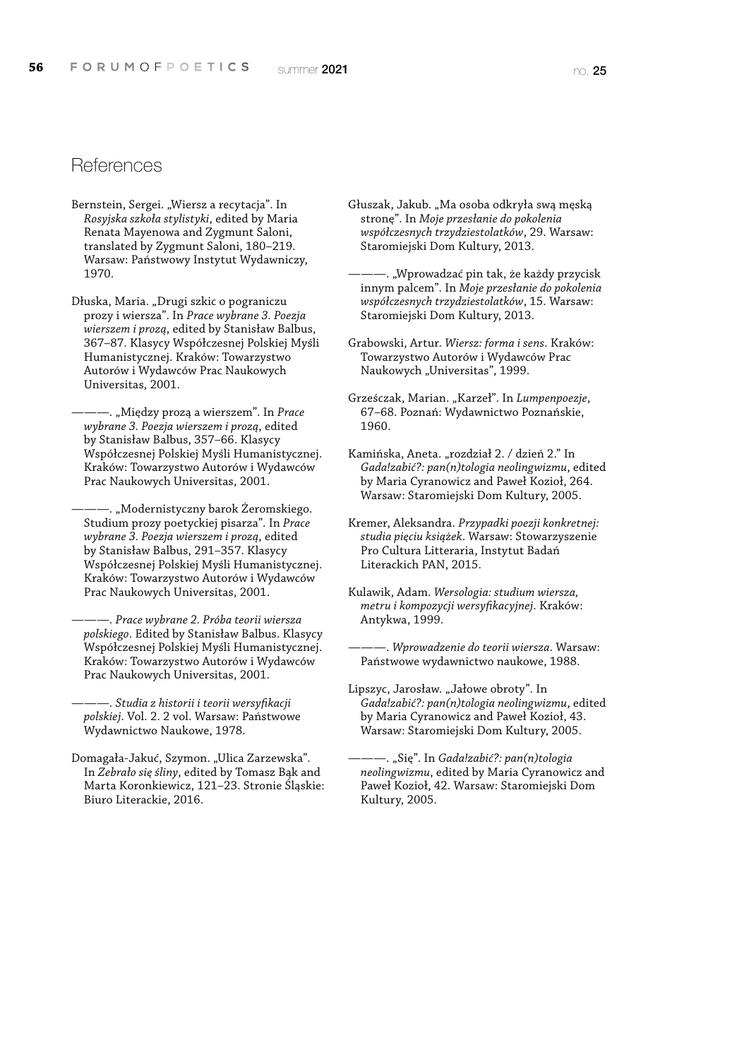# References

Bernstein, Sergei. „Wiersz a recytacja". In *Rosyjska szkoła stylistyki*, edited by Maria Renata Mayenowa and Zygmunt Saloni, translated by Zygmunt Saloni, 180–219. Warsaw: Państwowy Instytut Wydawniczy, 1970.

Dłuska, Maria. „Drugi szkic o pograniczu prozy i wiersza". In *Prace wybrane 3. Poezja wierszem i prozą*, edited by Stanisław Balbus, 367–87. Klasycy Współczesnej Polskiej Myśli Humanistycznej. Kraków: Towarzystwo Autorów i Wydawców Prac Naukowych Universitas, 2001.

———. „Między prozą a wierszem". In *Prace wybrane 3. Poezja wierszem i prozą*, edited by Stanisław Balbus, 357–66. Klasycy Współczesnej Polskiej Myśli Humanistycznej. Kraków: Towarzystwo Autorów i Wydawców Prac Naukowych Universitas, 2001.

———. „Modernistyczny barok Żeromskiego. Studium prozy poetyckiej pisarza". In *Prace wybrane 3. Poezja wierszem i prozą*, edited by Stanisław Balbus, 291–357. Klasycy Współczesnej Polskiej Myśli Humanistycznej. Kraków: Towarzystwo Autorów i Wydawców Prac Naukowych Universitas, 2001.

———. *Prace wybrane 2. Próba teorii wiersza polskiego*. Edited by Stanisław Balbus. Klasycy Współczesnej Polskiej Myśli Humanistycznej. Kraków: Towarzystwo Autorów i Wydawców Prac Naukowych Universitas, 2001.

———. *Studia z historii i teorii wersyfikacji polskiej*. Vol. 2. 2 vol. Warsaw: Państwowe Wydawnictwo Naukowe, 1978.

Domagała-Jakuć, Szymon. „Ulica Zarzewska". In *Zebrało się śliny*, edited by Tomasz Bąk and Marta Koronkiewicz, 121–23. Stronie Śląskie: Biuro Literackie, 2016.

Głuszak, Jakub. „Ma osoba odkryła swą męską stronę". In *Moje przesłanie do pokolenia współczesnych trzydziestolatków*, 29. Warsaw: Staromiejski Dom Kultury, 2013.

———. „Wprowadzać pin tak, że każdy przycisk innym palcem". In *Moje przesłanie do pokolenia współczesnych trzydziestolatków*, 15. Warsaw: Staromiejski Dom Kultury, 2013.

Grabowski, Artur. *Wiersz: forma i sens*. Kraków: Towarzystwo Autorów i Wydawców Prac Naukowych „Universitas", 1999.

Grześczak, Marian. „Karzeł". In *Lumpenpoezje*, 67–68. Poznań: Wydawnictwo Poznańskie, 1960.

Kamińska, Aneta. „rozdział 2. / dzień 2." In *Gada!zabić?: pan(n)tologia neolingwizmu*, edited by Maria Cyranowicz and Paweł Kozioł, 264. Warsaw: Staromiejski Dom Kultury, 2005.

Kremer, Aleksandra. *Przypadki poezji konkretnej: studia pięciu książek*. Warsaw: Stowarzyszenie Pro Cultura Litteraria, Instytut Badań Literackich PAN, 2015.

Kulawik, Adam. *Wersologia: studium wiersza, metru i kompozycji wersyfikacyjnej*. Kraków: Antykwa, 1999.

———. *Wprowadzenie do teorii wiersza*. Warsaw: Państwowe wydawnictwo naukowe, 1988.

Lipszyc, Jarosław. „Jałowe obroty". In *Gada!zabić?: pan(n)tologia neolingwizmu*, edited by Maria Cyranowicz and Paweł Kozioł, 43. Warsaw: Staromiejski Dom Kultury, 2005.

———. „Się". In *Gada!zabić?: pan(n)tologia neolingwizmu*, edited by Maria Cyranowicz and Paweł Kozioł, 42. Warsaw: Staromiejski Dom Kultury, 2005.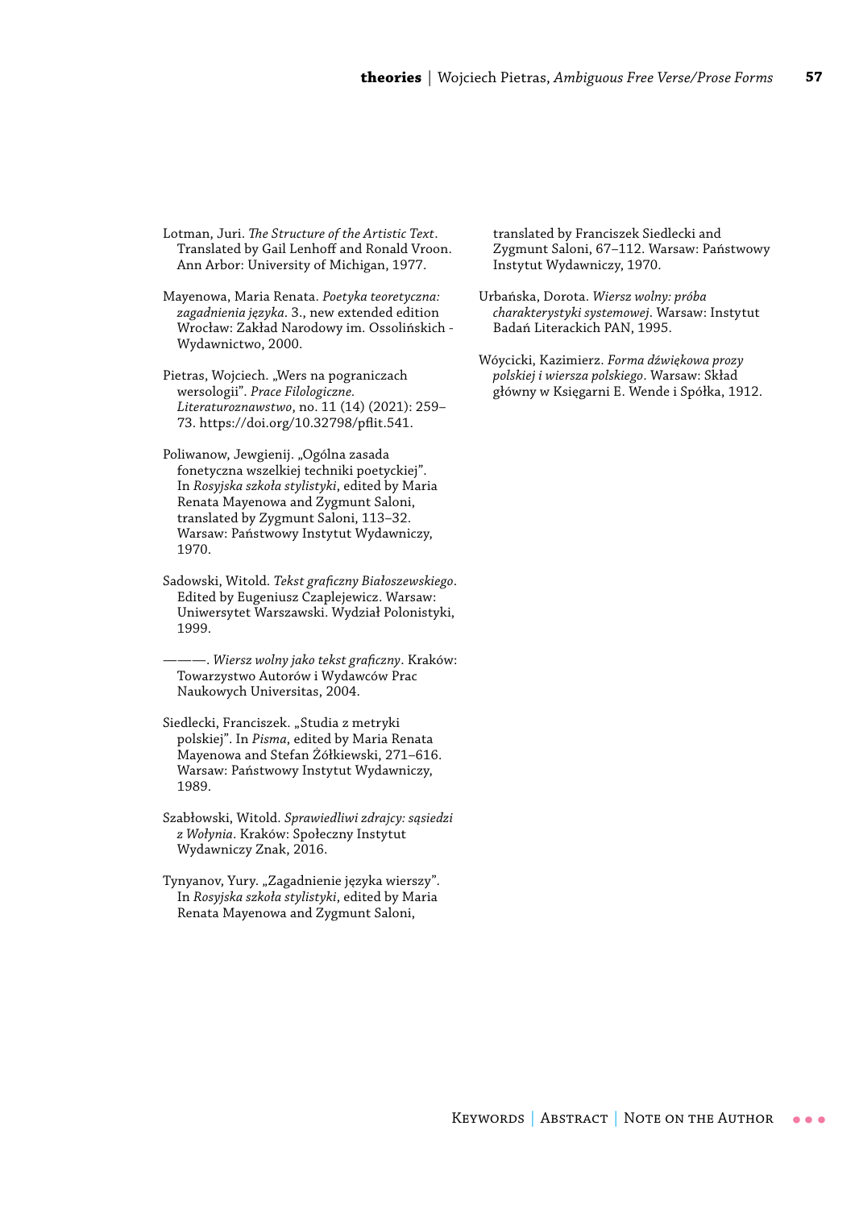Lotman, Juri. *The Structure of the Artistic Text*. Translated by Gail Lenhoff and Ronald Vroon. Ann Arbor: University of Michigan, 1977.

Mayenowa, Maria Renata. *Poetyka teoretyczna: zagadnienia języka*. 3., new extended edition Wrocław: Zakład Narodowy im. Ossolińskich - Wydawnictwo, 2000.

Pietras, Wojciech. „Wers na pograniczach wersologii". *Prace Filologiczne. Literaturoznawstwo*, no. 11 (14) (2021): 259–73. https://doi.org/10.32798/pflit.541.

Poliwanow, Jewgienij. „Ogólna zasada fonetyczna wszelkiej techniki poetyckiej". In *Rosyjska szkoła stylistyki*, edited by Maria Renata Mayenowa and Zygmunt Saloni, translated by Zygmunt Saloni, 113–32. Warsaw: Państwowy Instytut Wydawniczy, 1970.

Sadowski, Witold. *Tekst graficzny Białoszewskiego*. Edited by Eugeniusz Czaplejewicz. Warsaw: Uniwersytet Warszawski. Wydział Polonistyki, 1999.

———. *Wiersz wolny jako tekst graficzny*. Kraków: Towarzystwo Autorów i Wydawców Prac Naukowych Universitas, 2004.

Siedlecki, Franciszek. „Studia z metryki polskiej". In *Pisma*, edited by Maria Renata Mayenowa and Stefan Żółkiewski, 271–616. Warsaw: Państwowy Instytut Wydawniczy, 1989.

Szabłowski, Witold. *Sprawiedliwi zdrajcy: sąsiedzi z Wołynia*. Kraków: Społeczny Instytut Wydawniczy Znak, 2016.

Tynyanov, Yury. „Zagadnienie języka wierszy". In *Rosyjska szkoła stylistyki*, edited by Maria Renata Mayenowa and Zygmunt Saloni, translated by Franciszek Siedlecki and Zygmunt Saloni, 67–112. Warsaw: Państwowy Instytut Wydawniczy, 1970.

Urbańska, Dorota. *Wiersz wolny: próba charakterystyki systemowej*. Warsaw: Instytut Badań Literackich PAN, 1995.

Wóycicki, Kazimierz. *Forma dźwiękowa prozy polskiej i wiersza polskiego*. Warsaw: Skład główny w Księgarni E. Wende i Spółka, 1912.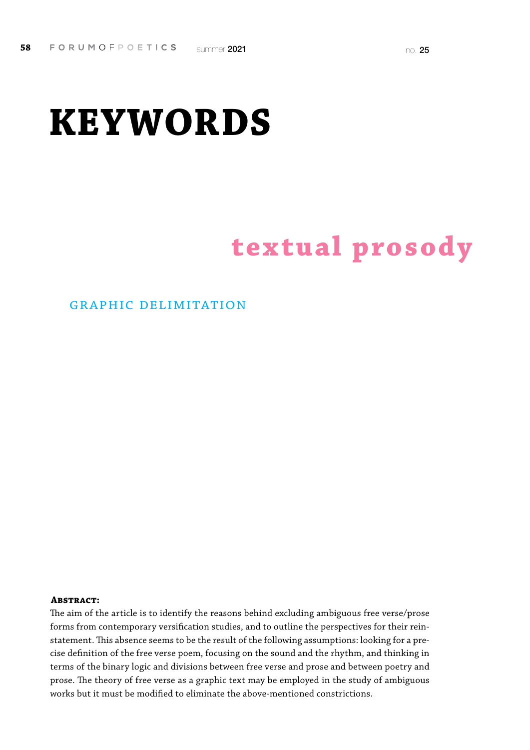# KEYWORDS

## textual prosody

### GRAPHIC DELIMITATION

**Abstract:**

The aim of the article is to identify the reasons behind excluding ambiguous free verse/prose forms from contemporary versification studies, and to outline the perspectives for their reinstatement. This absence seems to be the result of the following assumptions: looking for a precise definition of the free verse poem, focusing on the sound and the rhythm, and thinking in terms of the binary logic and divisions between free verse and prose and between poetry and prose. The theory of free verse as a graphic text may be employed in the study of ambiguous works but it must be modified to eliminate the above-mentioned constrictions.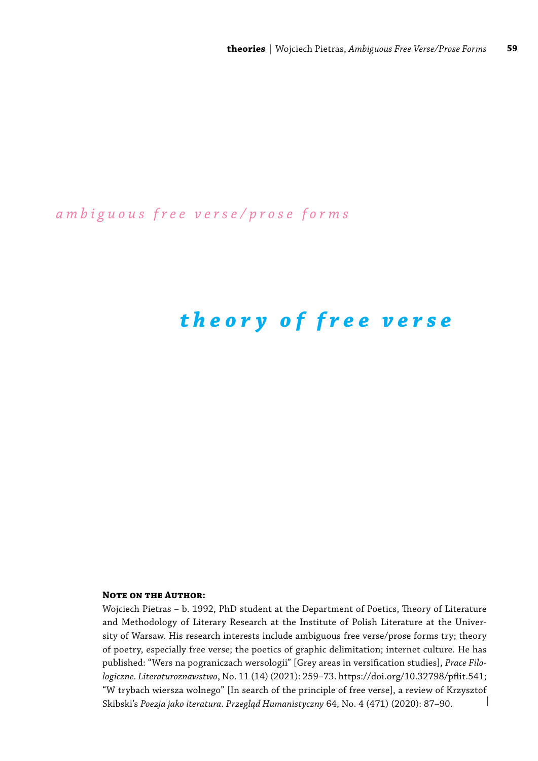*ambiguous free verse/prose forms*

***theory of free verse***

**Note on the Author:**

Wojciech Pietras – b. 1992, PhD student at the Department of Poetics, Theory of Literature and Methodology of Literary Research at the Institute of Polish Literature at the University of Warsaw. His research interests include ambiguous free verse/prose forms try; theory of poetry, especially free verse; the poetics of graphic delimitation; internet culture. He has published: "Wers na pograniczach wersologii" [Grey areas in versification studies], *Prace Filologiczne. Literaturoznawstwo*, No. 11 (14) (2021): 259–73. https://doi.org/10.32798/pflit.541; "W trybach wiersza wolnego" [In search of the principle of free verse], a review of Krzysztof Skibski's *Poezja jako iteratura*. *Przegląd Humanistyczny* 64, No. 4 (471) (2020): 87–90.